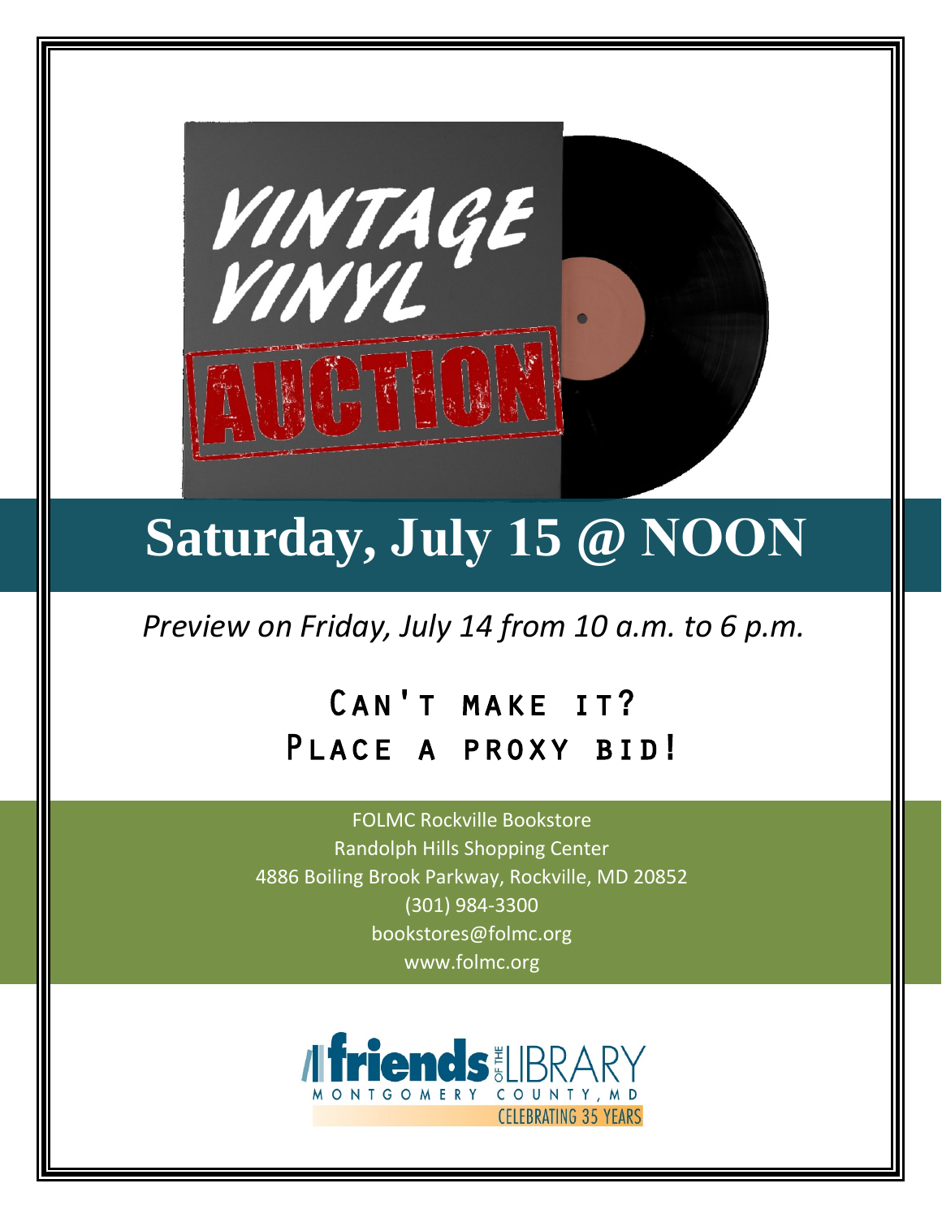# VINTAGE VINYL AUCTION

## Saturday, July 15 @ NOON

*Preview on Friday, July 14 from 10 a.m. to 6 p.m.*

### Can't make it?
### Place a proxy bid!

FOLMC Rockville Bookstore
Randolph Hills Shopping Center
4886 Boiling Brook Parkway, Rockville, MD 20852
(301) 984-3300
bookstores@folmc.org
www.folmc.org

friends OF THE LIBRARY
MONTGOMERY COUNTY, MD
CELEBRATING 35 YEARS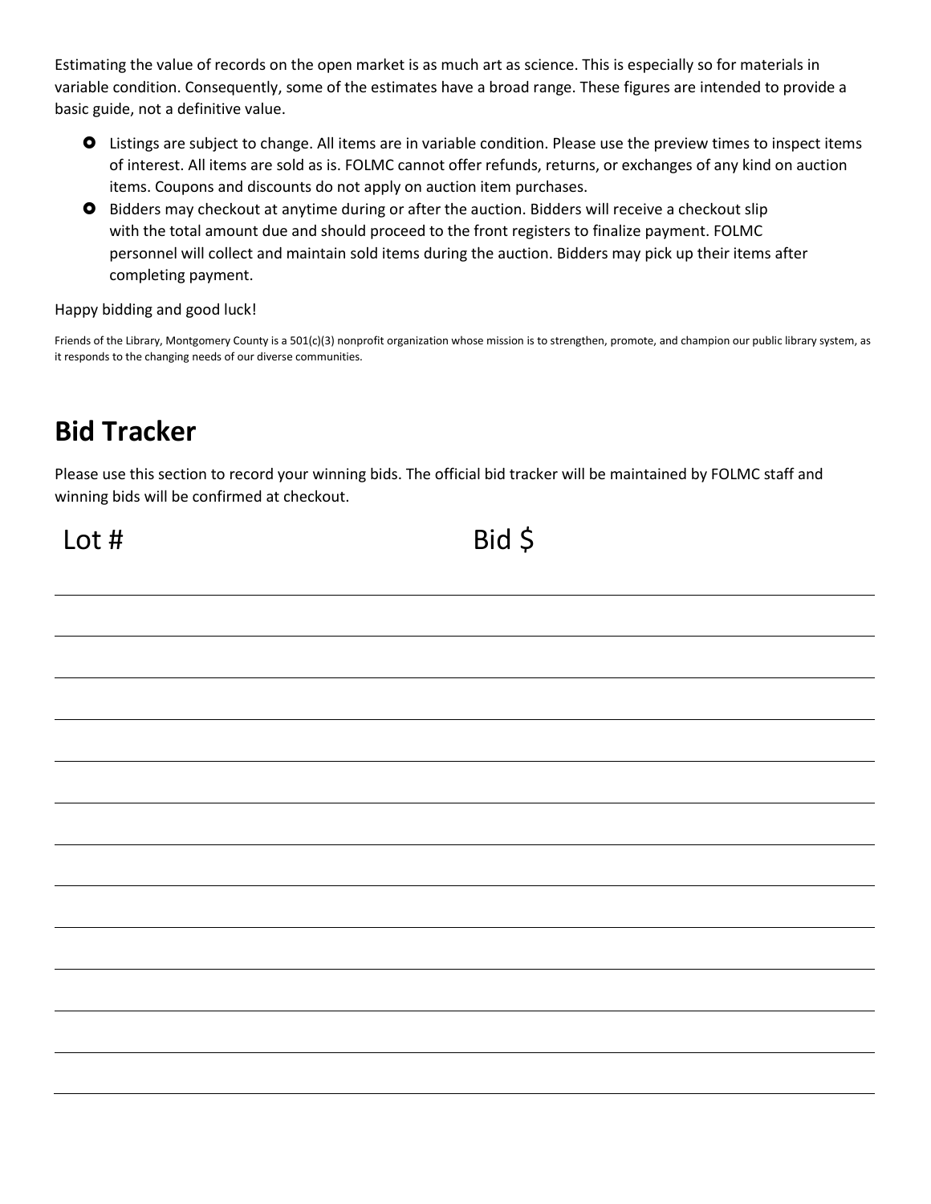Estimating the value of records on the open market is as much art as science. This is especially so for materials in variable condition. Consequently, some of the estimates have a broad range. These figures are intended to provide a basic guide, not a definitive value.

- Listings are subject to change. All items are in variable condition. Please use the preview times to inspect items of interest. All items are sold as is. FOLMC cannot offer refunds, returns, or exchanges of any kind on auction items. Coupons and discounts do not apply on auction item purchases.
- Bidders may checkout at anytime during or after the auction. Bidders will receive a checkout slip with the total amount due and should proceed to the front registers to finalize payment. FOLMC personnel will collect and maintain sold items during the auction. Bidders may pick up their items after completing payment.

Happy bidding and good luck!

Friends of the Library, Montgomery County is a 501(c)(3) nonprofit organization whose mission is to strengthen, promote, and champion our public library system, as it responds to the changing needs of our diverse communities.

## Bid Tracker

Please use this section to record your winning bids. The official bid tracker will be maintained by FOLMC staff and winning bids will be confirmed at checkout.

| Lot # | Bid $ |
|---|---|
| | |
| | |
| | |
| | |
| | |
| | |
| | |
| | |
| | |
| | |
| | |
| | |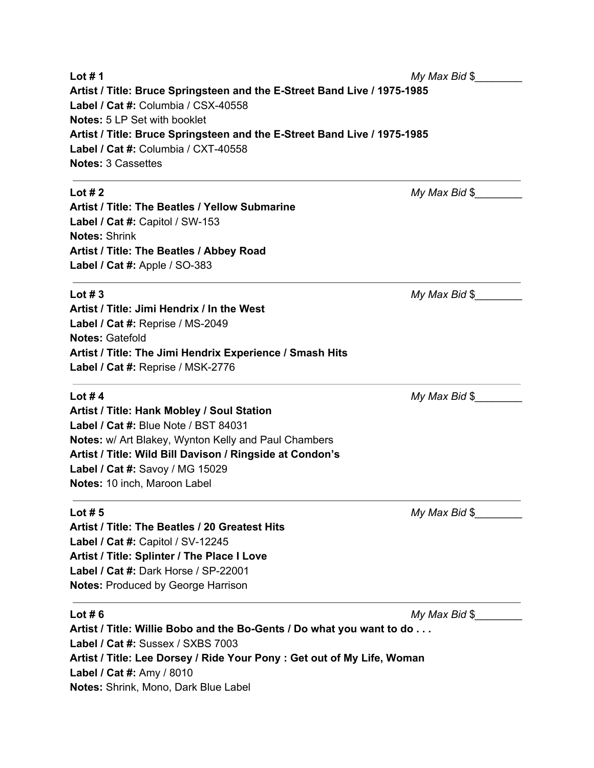**Lot # 1** *My Max Bid* $________

**Artist / Title: Bruce Springsteen and the E-Street Band Live / 1975-1985**
**Label / Cat #:** Columbia / CSX-40558
**Notes:** 5 LP Set with booklet
**Artist / Title: Bruce Springsteen and the E-Street Band Live / 1975-1985**
**Label / Cat #:** Columbia / CXT-40558
**Notes:** 3 Cassettes

---

**Lot # 2** *My Max Bid* $________

**Artist / Title: The Beatles / Yellow Submarine**
**Label / Cat #:** Capitol / SW-153
**Notes:** Shrink
**Artist / Title: The Beatles / Abbey Road**
**Label / Cat #:** Apple / SO-383

---

**Lot # 3** *My Max Bid* $________

**Artist / Title: Jimi Hendrix / In the West**
**Label / Cat #:** Reprise / MS-2049
**Notes:** Gatefold
**Artist / Title: The Jimi Hendrix Experience / Smash Hits**
**Label / Cat #:** Reprise / MSK-2776

---

**Lot # 4** *My Max Bid* $________

**Artist / Title: Hank Mobley / Soul Station**
**Label / Cat #:** Blue Note / BST 84031
**Notes:** w/ Art Blakey, Wynton Kelly and Paul Chambers
**Artist / Title: Wild Bill Davison / Ringside at Condon's**
**Label / Cat #:** Savoy / MG 15029
**Notes:** 10 inch, Maroon Label

---

**Lot # 5** *My Max Bid* $________

**Artist / Title: The Beatles / 20 Greatest Hits**
**Label / Cat #:** Capitol / SV-12245
**Artist / Title: Splinter / The Place I Love**
**Label / Cat #:** Dark Horse / SP-22001
**Notes:** Produced by George Harrison

---

**Lot # 6** *My Max Bid* $________

**Artist / Title: Willie Bobo and the Bo-Gents / Do what you want to do . . .**
**Label / Cat #:** Sussex / SXBS 7003
**Artist / Title: Lee Dorsey / Ride Your Pony : Get out of My Life, Woman**
**Label / Cat #:** Amy / 8010
**Notes:** Shrink, Mono, Dark Blue Label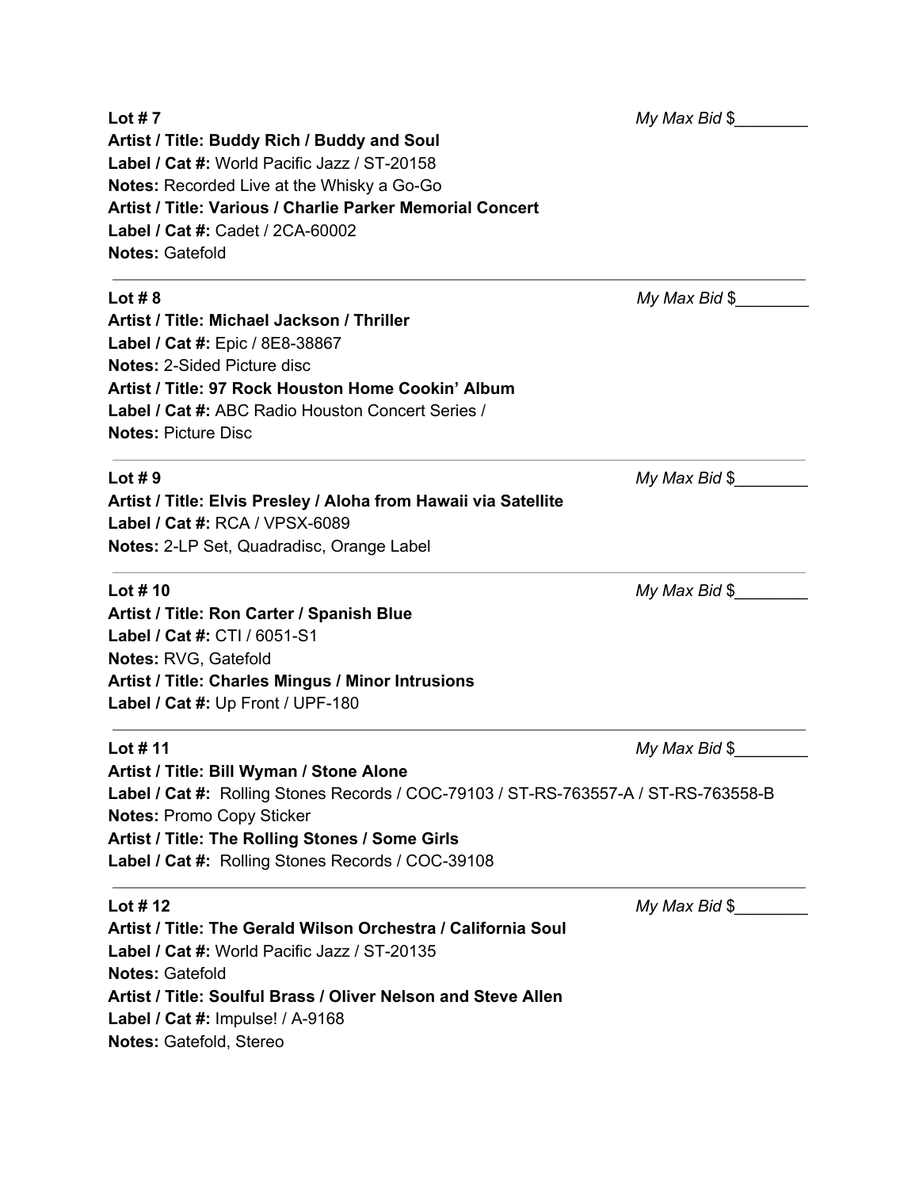**Lot # 7** *My Max Bid* $________

**Artist / Title: Buddy Rich / Buddy and Soul**
**Label / Cat #:** World Pacific Jazz / ST-20158
**Notes:** Recorded Live at the Whisky a Go-Go
**Artist / Title: Various / Charlie Parker Memorial Concert**
**Label / Cat #:** Cadet / 2CA-60002
**Notes:** Gatefold

---

**Lot # 8** *My Max Bid* $________

**Artist / Title: Michael Jackson / Thriller**
**Label / Cat #:** Epic / 8E8-38867
**Notes:** 2-Sided Picture disc
**Artist / Title: 97 Rock Houston Home Cookin' Album**
**Label / Cat #:** ABC Radio Houston Concert Series /
**Notes:** Picture Disc

---

**Lot # 9** *My Max Bid* $________

**Artist / Title: Elvis Presley / Aloha from Hawaii via Satellite**
**Label / Cat #:** RCA / VPSX-6089
**Notes:** 2-LP Set, Quadradisc, Orange Label

---

**Lot # 10** *My Max Bid* $________

**Artist / Title: Ron Carter / Spanish Blue**
**Label / Cat #:** CTI / 6051-S1
**Notes:** RVG, Gatefold
**Artist / Title: Charles Mingus / Minor Intrusions**
**Label / Cat #:** Up Front / UPF-180

---

**Lot # 11** *My Max Bid* $________

**Artist / Title: Bill Wyman / Stone Alone**
**Label / Cat #:** Rolling Stones Records / COC-79103 / ST-RS-763557-A / ST-RS-763558-B
**Notes:** Promo Copy Sticker
**Artist / Title: The Rolling Stones / Some Girls**
**Label / Cat #:** Rolling Stones Records / COC-39108

---

**Lot # 12** *My Max Bid* $________

**Artist / Title: The Gerald Wilson Orchestra / California Soul**
**Label / Cat #:** World Pacific Jazz / ST-20135
**Notes:** Gatefold
**Artist / Title: Soulful Brass / Oliver Nelson and Steve Allen**
**Label / Cat #:** Impulse! / A-9168
**Notes:** Gatefold, Stereo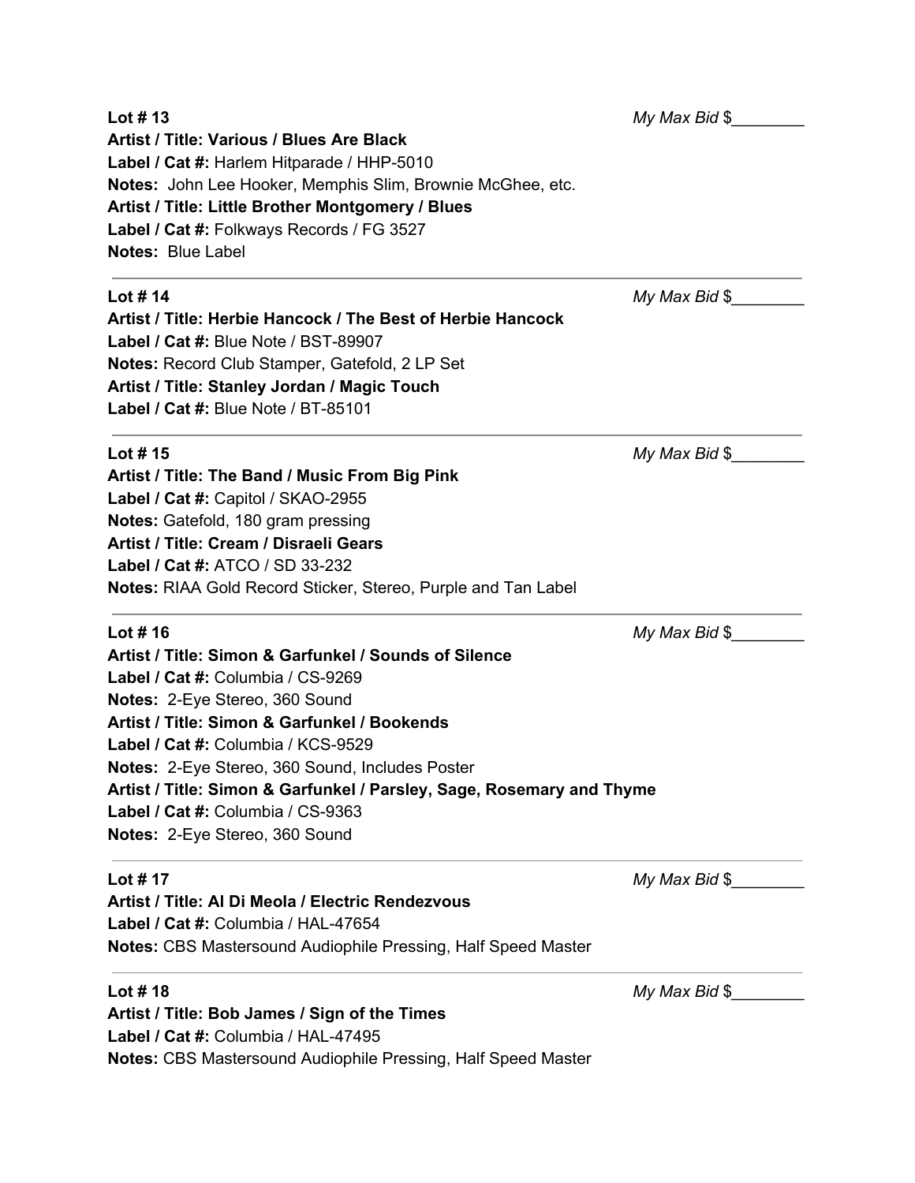**Lot # 13** *My Max Bid* $________

**Artist / Title: Various / Blues Are Black**
**Label / Cat #:** Harlem Hitparade / HHP-5010
**Notes:** John Lee Hooker, Memphis Slim, Brownie McGhee, etc.
**Artist / Title: Little Brother Montgomery / Blues**
**Label / Cat #:** Folkways Records / FG 3527
**Notes:** Blue Label

---

**Lot # 14** *My Max Bid* $________

**Artist / Title: Herbie Hancock / The Best of Herbie Hancock**
**Label / Cat #:** Blue Note / BST-89907
**Notes:** Record Club Stamper, Gatefold, 2 LP Set
**Artist / Title: Stanley Jordan / Magic Touch**
**Label / Cat #:** Blue Note / BT-85101

---

**Lot # 15** *My Max Bid* $________

**Artist / Title: The Band / Music From Big Pink**
**Label / Cat #:** Capitol / SKAO-2955
**Notes:** Gatefold, 180 gram pressing
**Artist / Title: Cream / Disraeli Gears**
**Label / Cat #:** ATCO / SD 33-232
**Notes:** RIAA Gold Record Sticker, Stereo, Purple and Tan Label

---

**Lot # 16** *My Max Bid* $________

**Artist / Title: Simon & Garfunkel / Sounds of Silence**
**Label / Cat #:** Columbia / CS-9269
**Notes:** 2-Eye Stereo, 360 Sound
**Artist / Title: Simon & Garfunkel / Bookends**
**Label / Cat #:** Columbia / KCS-9529
**Notes:** 2-Eye Stereo, 360 Sound, Includes Poster
**Artist / Title: Simon & Garfunkel / Parsley, Sage, Rosemary and Thyme**
**Label / Cat #:** Columbia / CS-9363
**Notes:** 2-Eye Stereo, 360 Sound

---

**Lot # 17** *My Max Bid* $________

**Artist / Title: Al Di Meola / Electric Rendezvous**
**Label / Cat #:** Columbia / HAL-47654
**Notes:** CBS Mastersound Audiophile Pressing, Half Speed Master

---

**Lot # 18** *My Max Bid* $________

**Artist / Title: Bob James / Sign of the Times**
**Label / Cat #:** Columbia / HAL-47495
**Notes:** CBS Mastersound Audiophile Pressing, Half Speed Master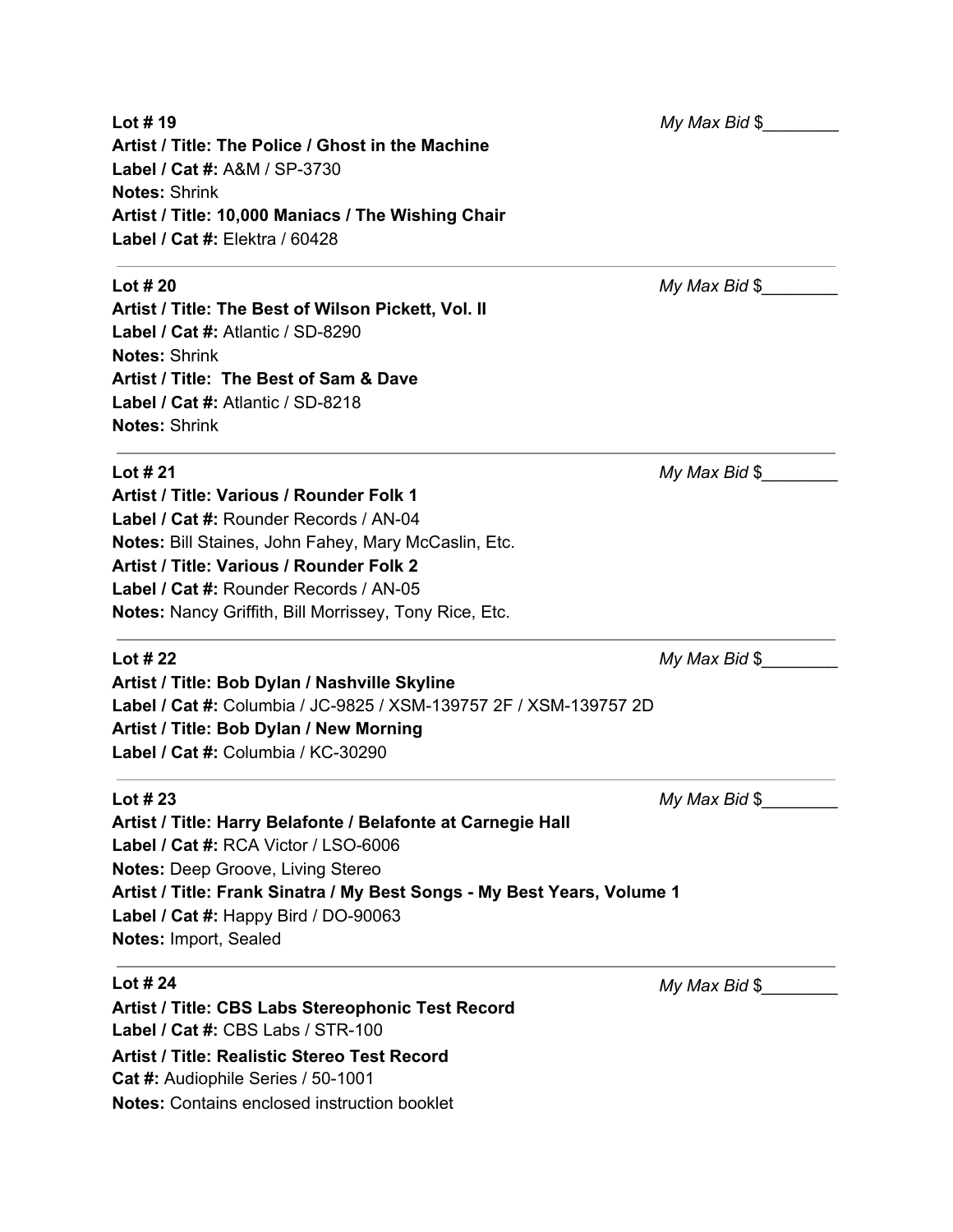**Lot # 19** *My Max Bid* $________

**Artist / Title: The Police / Ghost in the Machine**
**Label / Cat #:** A&M / SP-3730
**Notes:** Shrink
**Artist / Title: 10,000 Maniacs / The Wishing Chair**
**Label / Cat #:** Elektra / 60428

---

**Lot # 20** *My Max Bid* $________

**Artist / Title: The Best of Wilson Pickett, Vol. II**
**Label / Cat #:** Atlantic / SD-8290
**Notes:** Shrink
**Artist / Title: The Best of Sam & Dave**
**Label / Cat #:** Atlantic / SD-8218
**Notes:** Shrink

---

**Lot # 21** *My Max Bid* $________

**Artist / Title: Various / Rounder Folk 1**
**Label / Cat #:** Rounder Records / AN-04
**Notes:** Bill Staines, John Fahey, Mary McCaslin, Etc.
**Artist / Title: Various / Rounder Folk 2**
**Label / Cat #:** Rounder Records / AN-05
**Notes:** Nancy Griffith, Bill Morrissey, Tony Rice, Etc.

---

**Lot # 22** *My Max Bid* $________

**Artist / Title: Bob Dylan / Nashville Skyline**
**Label / Cat #:** Columbia / JC-9825 / XSM-139757 2F / XSM-139757 2D
**Artist / Title: Bob Dylan / New Morning**
**Label / Cat #:** Columbia / KC-30290

---

**Lot # 23** *My Max Bid* $________

**Artist / Title: Harry Belafonte / Belafonte at Carnegie Hall**
**Label / Cat #:** RCA Victor / LSO-6006
**Notes:** Deep Groove, Living Stereo
**Artist / Title: Frank Sinatra / My Best Songs - My Best Years, Volume 1**
**Label / Cat #:** Happy Bird / DO-90063
**Notes:** Import, Sealed

---

**Lot # 24** *My Max Bid* $________

**Artist / Title: CBS Labs Stereophonic Test Record**
**Label / Cat #:** CBS Labs / STR-100
**Artist / Title: Realistic Stereo Test Record**
**Cat #:** Audiophile Series / 50-1001
**Notes:** Contains enclosed instruction booklet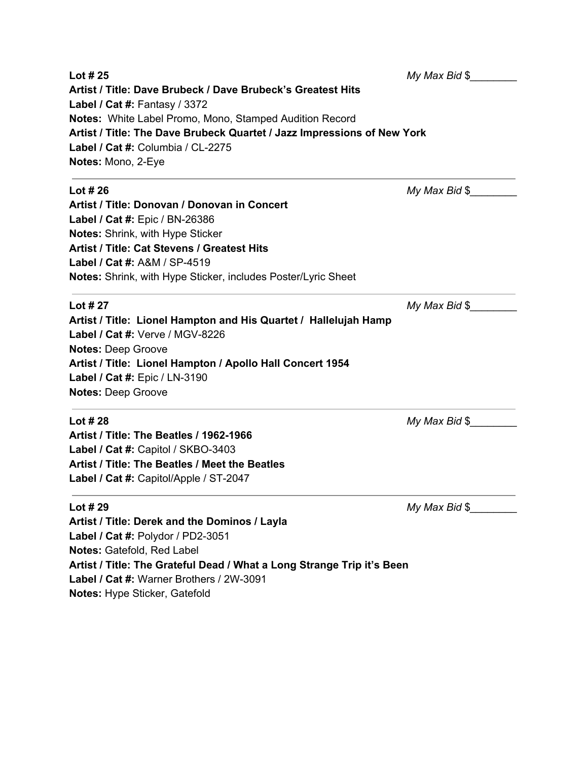**Lot # 25** *My Max Bid* $________

**Artist / Title: Dave Brubeck / Dave Brubeck's Greatest Hits**
**Label / Cat #:** Fantasy / 3372
**Notes:** White Label Promo, Mono, Stamped Audition Record
**Artist / Title: The Dave Brubeck Quartet / Jazz Impressions of New York**
**Label / Cat #:** Columbia / CL-2275
**Notes:** Mono, 2-Eye

---

**Lot # 26** *My Max Bid* $________

**Artist / Title: Donovan / Donovan in Concert**
**Label / Cat #:** Epic / BN-26386
**Notes:** Shrink, with Hype Sticker
**Artist / Title: Cat Stevens / Greatest Hits**
**Label / Cat #:** A&M / SP-4519
**Notes:** Shrink, with Hype Sticker, includes Poster/Lyric Sheet

---

**Lot # 27** *My Max Bid* $________

**Artist / Title: Lionel Hampton and His Quartet / Hallelujah Hamp**
**Label / Cat #:** Verve / MGV-8226
**Notes:** Deep Groove
**Artist / Title: Lionel Hampton / Apollo Hall Concert 1954**
**Label / Cat #:** Epic / LN-3190
**Notes:** Deep Groove

---

**Lot # 28** *My Max Bid* $________

**Artist / Title: The Beatles / 1962-1966**
**Label / Cat #:** Capitol / SKBO-3403
**Artist / Title: The Beatles / Meet the Beatles**
**Label / Cat #:** Capitol/Apple / ST-2047

---

**Lot # 29** *My Max Bid* $________

**Artist / Title: Derek and the Dominos / Layla**
**Label / Cat #:** Polydor / PD2-3051
**Notes:** Gatefold, Red Label
**Artist / Title: The Grateful Dead / What a Long Strange Trip it's Been**
**Label / Cat #:** Warner Brothers / 2W-3091
**Notes:** Hype Sticker, Gatefold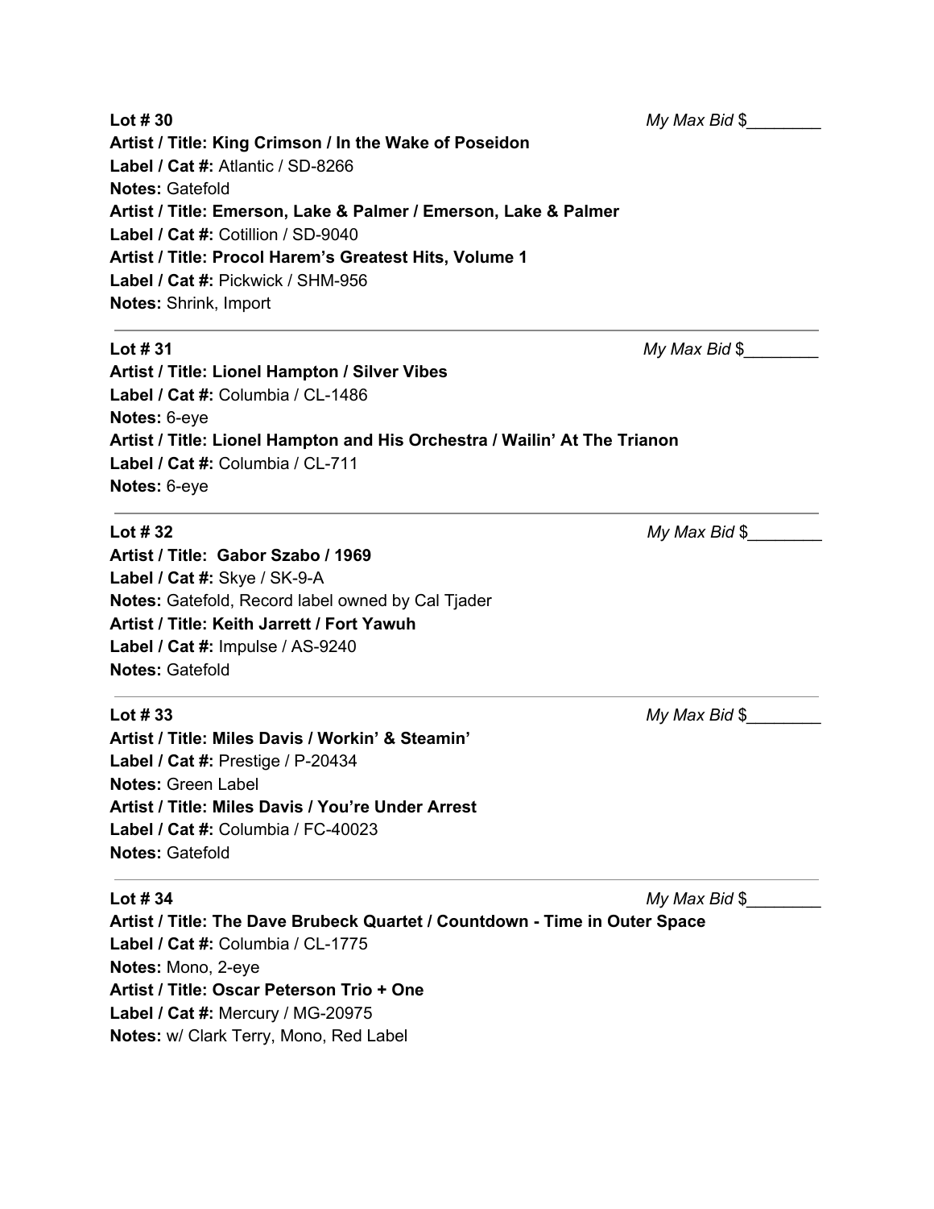**Lot # 30** *My Max Bid* $________

**Artist / Title: King Crimson / In the Wake of Poseidon**
**Label / Cat #:** Atlantic / SD-8266
**Notes:** Gatefold
**Artist / Title: Emerson, Lake & Palmer / Emerson, Lake & Palmer**
**Label / Cat #:** Cotillion / SD-9040
**Artist / Title: Procol Harem's Greatest Hits, Volume 1**
**Label / Cat #:** Pickwick / SHM-956
**Notes:** Shrink, Import

---

**Lot # 31** *My Max Bid* $________

**Artist / Title: Lionel Hampton / Silver Vibes**
**Label / Cat #:** Columbia / CL-1486
**Notes:** 6-eye
**Artist / Title: Lionel Hampton and His Orchestra / Wailin' At The Trianon**
**Label / Cat #:** Columbia / CL-711
**Notes:** 6-eye

---

**Lot # 32** *My Max Bid* $________

**Artist / Title: Gabor Szabo / 1969**
**Label / Cat #:** Skye / SK-9-A
**Notes:** Gatefold, Record label owned by Cal Tjader
**Artist / Title: Keith Jarrett / Fort Yawuh**
**Label / Cat #:** Impulse / AS-9240
**Notes:** Gatefold

---

**Lot # 33** *My Max Bid* $________

**Artist / Title: Miles Davis / Workin' & Steamin'**
**Label / Cat #:** Prestige / P-20434
**Notes:** Green Label
**Artist / Title: Miles Davis / You're Under Arrest**
**Label / Cat #:** Columbia / FC-40023
**Notes:** Gatefold

---

**Lot # 34** *My Max Bid* $________

**Artist / Title: The Dave Brubeck Quartet / Countdown - Time in Outer Space**
**Label / Cat #:** Columbia / CL-1775
**Notes:** Mono, 2-eye
**Artist / Title: Oscar Peterson Trio + One**
**Label / Cat #:** Mercury / MG-20975
**Notes:** w/ Clark Terry, Mono, Red Label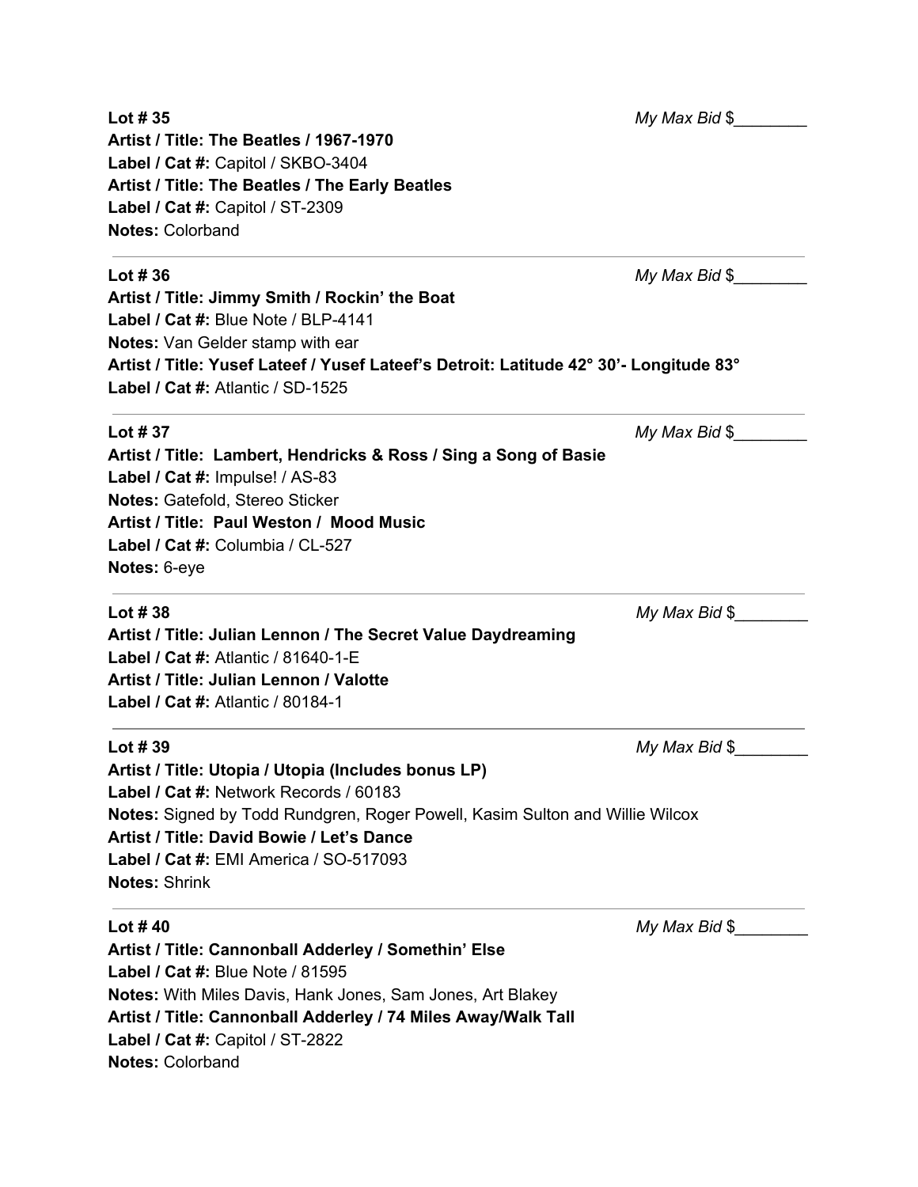**Lot # 35** *My Max Bid* $________

**Artist / Title: The Beatles / 1967-1970**
**Label / Cat #:** Capitol / SKBO-3404
**Artist / Title: The Beatles / The Early Beatles**
**Label / Cat #:** Capitol / ST-2309
**Notes:** Colorband

---

**Lot # 36** *My Max Bid* $________

**Artist / Title: Jimmy Smith / Rockin' the Boat**
**Label / Cat #:** Blue Note / BLP-4141
**Notes:** Van Gelder stamp with ear
**Artist / Title: Yusef Lateef / Yusef Lateef's Detroit: Latitude 42° 30'- Longitude 83°**
**Label / Cat #:** Atlantic / SD-1525

---

**Lot # 37** *My Max Bid* $________

**Artist / Title: Lambert, Hendricks & Ross / Sing a Song of Basie**
**Label / Cat #:** Impulse! / AS-83
**Notes:** Gatefold, Stereo Sticker
**Artist / Title: Paul Weston / Mood Music**
**Label / Cat #:** Columbia / CL-527
**Notes:** 6-eye

---

**Lot # 38** *My Max Bid* $________

**Artist / Title: Julian Lennon / The Secret Value Daydreaming**
**Label / Cat #:** Atlantic / 81640-1-E
**Artist / Title: Julian Lennon / Valotte**
**Label / Cat #:** Atlantic / 80184-1

---

**Lot # 39** *My Max Bid* $________

**Artist / Title: Utopia / Utopia (Includes bonus LP)**
**Label / Cat #:** Network Records / 60183
**Notes:** Signed by Todd Rundgren, Roger Powell, Kasim Sulton and Willie Wilcox
**Artist / Title: David Bowie / Let's Dance**
**Label / Cat #:** EMI America / SO-517093
**Notes:** Shrink

---

**Lot # 40** *My Max Bid* $________

**Artist / Title: Cannonball Adderley / Somethin' Else**
**Label / Cat #:** Blue Note / 81595
**Notes:** With Miles Davis, Hank Jones, Sam Jones, Art Blakey
**Artist / Title: Cannonball Adderley / 74 Miles Away/Walk Tall**
**Label / Cat #:** Capitol / ST-2822
**Notes:** Colorband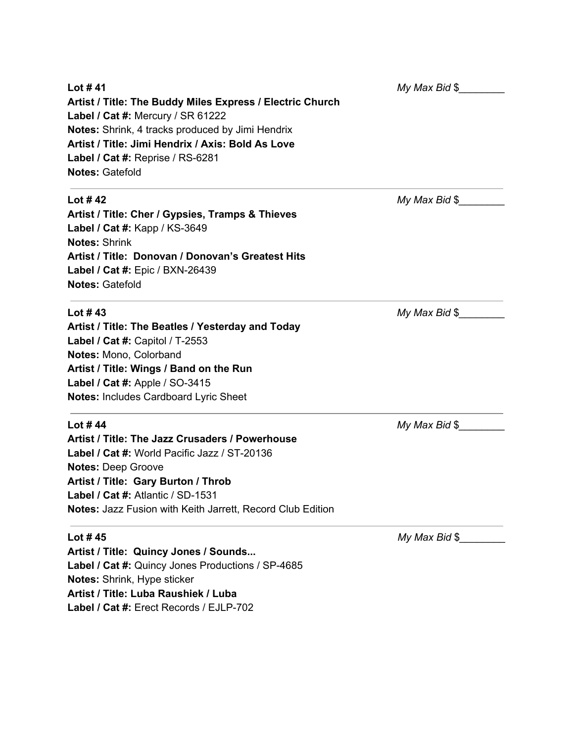**Lot # 41** *My Max Bid* $________

**Artist / Title: The Buddy Miles Express / Electric Church**
**Label / Cat #:** Mercury / SR 61222
**Notes:** Shrink, 4 tracks produced by Jimi Hendrix
**Artist / Title: Jimi Hendrix / Axis: Bold As Love**
**Label / Cat #:** Reprise / RS-6281
**Notes:** Gatefold

---

**Lot # 42** *My Max Bid* $________

**Artist / Title: Cher / Gypsies, Tramps & Thieves**
**Label / Cat #:** Kapp / KS-3649
**Notes:** Shrink
**Artist / Title: Donovan / Donovan's Greatest Hits**
**Label / Cat #:** Epic / BXN-26439
**Notes:** Gatefold

---

**Lot # 43** *My Max Bid* $________

**Artist / Title: The Beatles / Yesterday and Today**
**Label / Cat #:** Capitol / T-2553
**Notes:** Mono, Colorband
**Artist / Title: Wings / Band on the Run**
**Label / Cat #:** Apple / SO-3415
**Notes:** Includes Cardboard Lyric Sheet

---

**Lot # 44** *My Max Bid* $________

**Artist / Title: The Jazz Crusaders / Powerhouse**
**Label / Cat #:** World Pacific Jazz / ST-20136
**Notes:** Deep Groove
**Artist / Title: Gary Burton / Throb**
**Label / Cat #:** Atlantic / SD-1531
**Notes:** Jazz Fusion with Keith Jarrett, Record Club Edition

---

**Lot # 45** *My Max Bid* $________

**Artist / Title: Quincy Jones / Sounds...**
**Label / Cat #:** Quincy Jones Productions / SP-4685
**Notes:** Shrink, Hype sticker
**Artist / Title: Luba Raushiek / Luba**
**Label / Cat #:** Erect Records / EJLP-702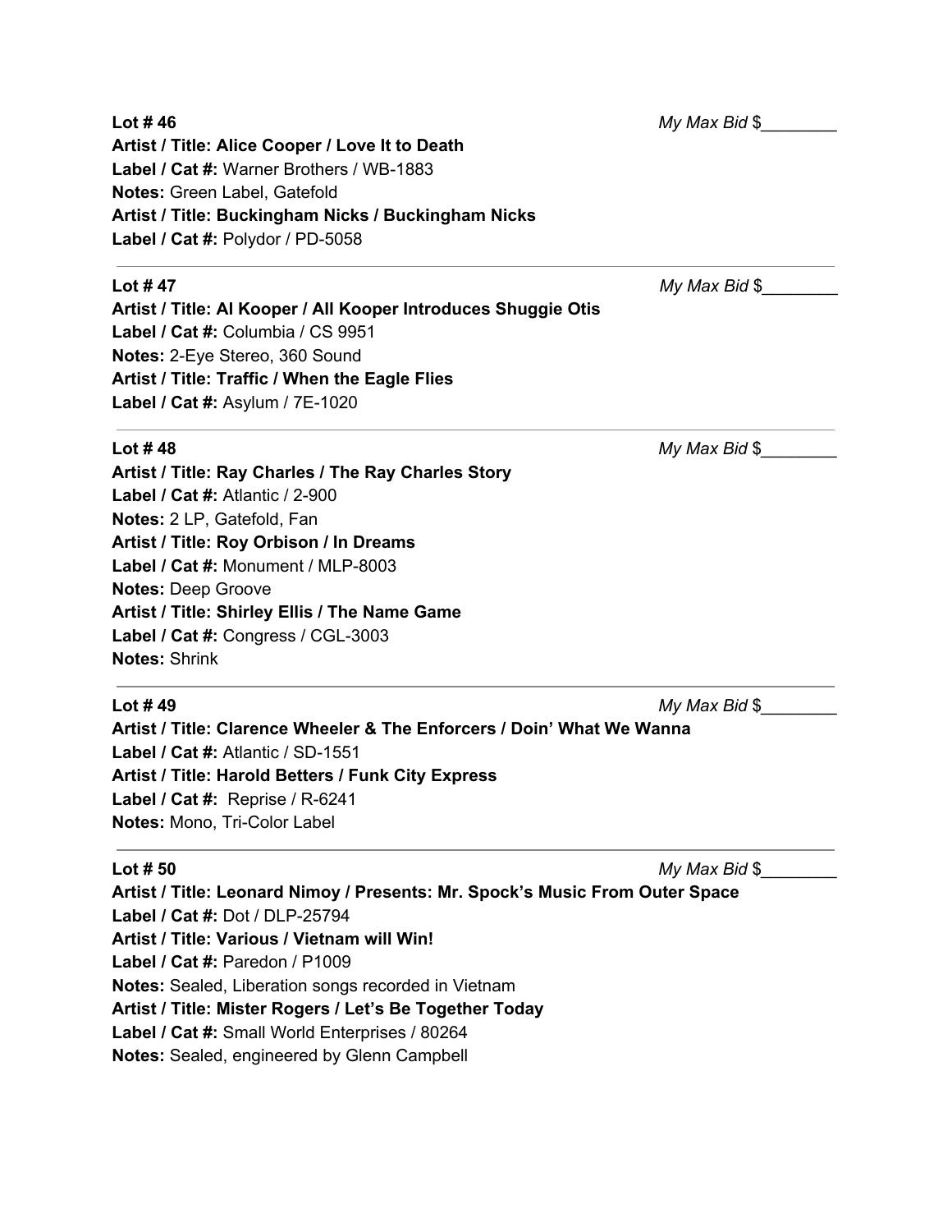**Lot # 46** *My Max Bid* $________

**Artist / Title: Alice Cooper / Love It to Death**
**Label / Cat #:** Warner Brothers / WB-1883
**Notes:** Green Label, Gatefold
**Artist / Title: Buckingham Nicks / Buckingham Nicks**
**Label / Cat #:** Polydor / PD-5058

---

**Lot # 47** *My Max Bid* $________

**Artist / Title: Al Kooper / All Kooper Introduces Shuggie Otis**
**Label / Cat #:** Columbia / CS 9951
**Notes:** 2-Eye Stereo, 360 Sound
**Artist / Title: Traffic / When the Eagle Flies**
**Label / Cat #:** Asylum / 7E-1020

---

**Lot # 48** *My Max Bid* $________

**Artist / Title: Ray Charles / The Ray Charles Story**
**Label / Cat #:** Atlantic / 2-900
**Notes:** 2 LP, Gatefold, Fan
**Artist / Title: Roy Orbison / In Dreams**
**Label / Cat #:** Monument / MLP-8003
**Notes:** Deep Groove
**Artist / Title: Shirley Ellis / The Name Game**
**Label / Cat #:** Congress / CGL-3003
**Notes:** Shrink

---

**Lot # 49** *My Max Bid* $________

**Artist / Title: Clarence Wheeler & The Enforcers / Doin' What We Wanna**
**Label / Cat #:** Atlantic / SD-1551
**Artist / Title: Harold Betters / Funk City Express**
**Label / Cat #:** Reprise / R-6241
**Notes:** Mono, Tri-Color Label

---

**Lot # 50** *My Max Bid* $________

**Artist / Title: Leonard Nimoy / Presents: Mr. Spock's Music From Outer Space**
**Label / Cat #:** Dot / DLP-25794
**Artist / Title: Various / Vietnam will Win!**
**Label / Cat #:** Paredon / P1009
**Notes:** Sealed, Liberation songs recorded in Vietnam
**Artist / Title: Mister Rogers / Let's Be Together Today**
**Label / Cat #:** Small World Enterprises / 80264
**Notes:** Sealed, engineered by Glenn Campbell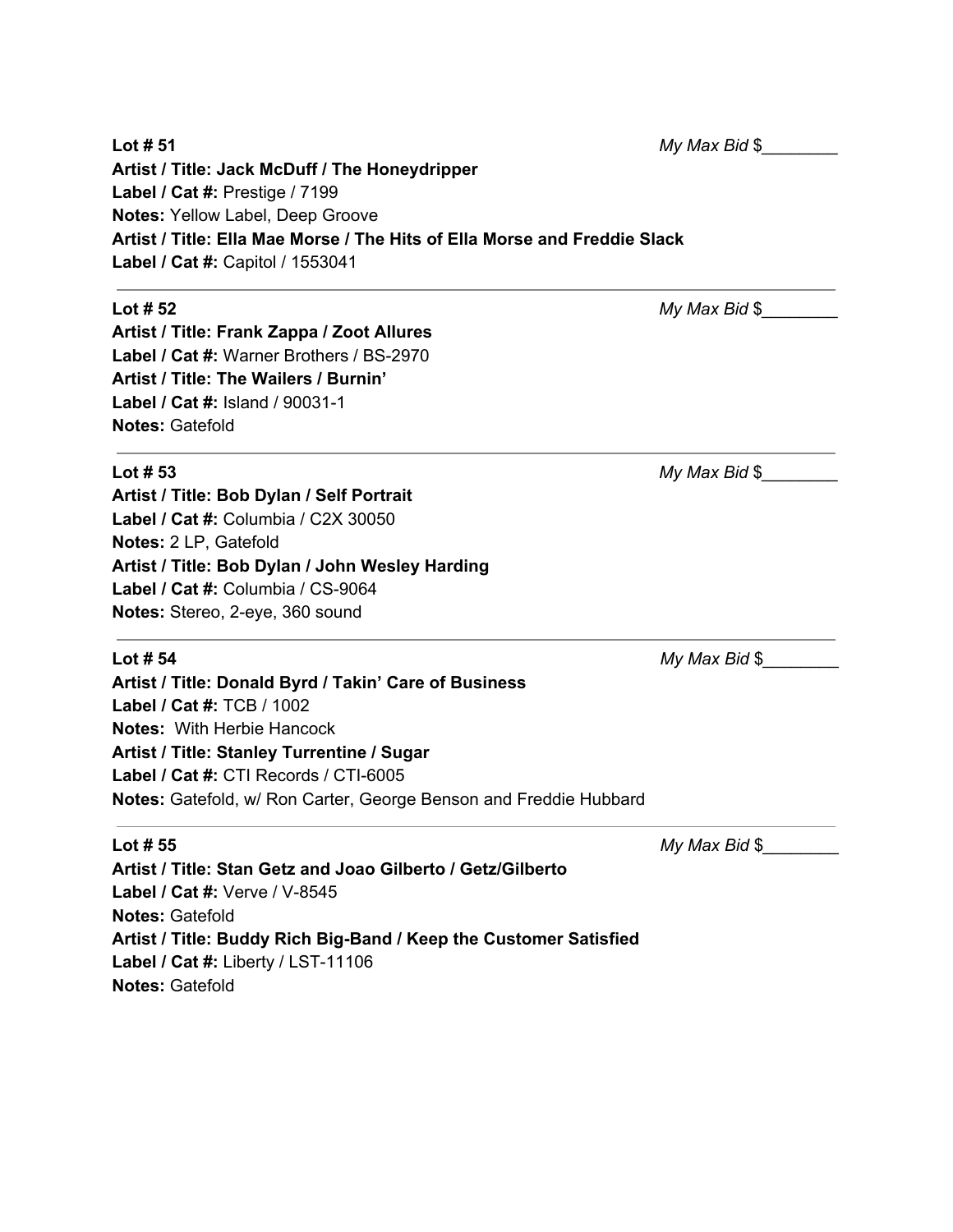**Lot # 51** *My Max Bid* $________

**Artist / Title: Jack McDuff / The Honeydripper**
**Label / Cat #:** Prestige / 7199
**Notes:** Yellow Label, Deep Groove
**Artist / Title: Ella Mae Morse / The Hits of Ella Morse and Freddie Slack**
**Label / Cat #:** Capitol / 1553041

---

**Lot # 52** *My Max Bid* $________

**Artist / Title: Frank Zappa / Zoot Allures**
**Label / Cat #:** Warner Brothers / BS-2970
**Artist / Title: The Wailers / Burnin'**
**Label / Cat #:** Island / 90031-1
**Notes:** Gatefold

---

**Lot # 53** *My Max Bid* $________

**Artist / Title: Bob Dylan / Self Portrait**
**Label / Cat #:** Columbia / C2X 30050
**Notes:** 2 LP, Gatefold
**Artist / Title: Bob Dylan / John Wesley Harding**
**Label / Cat #:** Columbia / CS-9064
**Notes:** Stereo, 2-eye, 360 sound

---

**Lot # 54** *My Max Bid* $________

**Artist / Title: Donald Byrd / Takin' Care of Business**
**Label / Cat #:** TCB / 1002
**Notes:** With Herbie Hancock
**Artist / Title: Stanley Turrentine / Sugar**
**Label / Cat #:** CTI Records / CTI-6005
**Notes:** Gatefold, w/ Ron Carter, George Benson and Freddie Hubbard

---

**Lot # 55** *My Max Bid* $________

**Artist / Title: Stan Getz and Joao Gilberto / Getz/Gilberto**
**Label / Cat #:** Verve / V-8545
**Notes:** Gatefold
**Artist / Title: Buddy Rich Big-Band / Keep the Customer Satisfied**
**Label / Cat #:** Liberty / LST-11106
**Notes:** Gatefold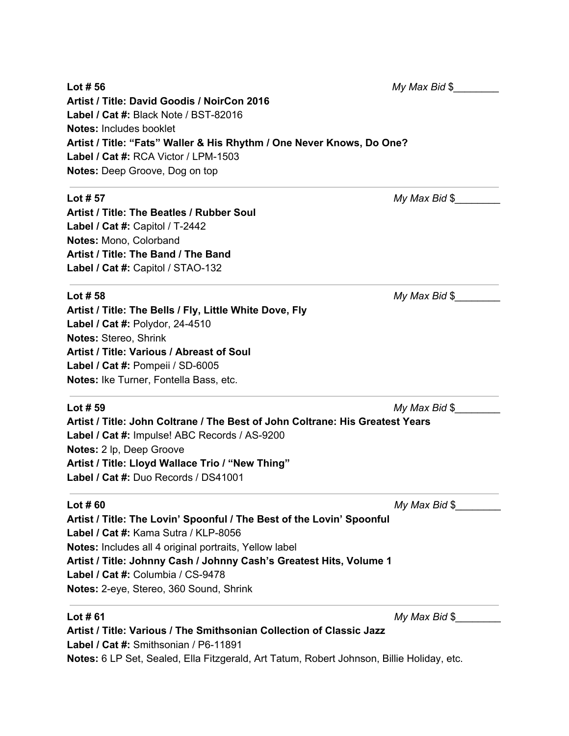**Lot # 56** *My Max Bid* $________

**Artist / Title: David Goodis / NoirCon 2016**
**Label / Cat #:** Black Note / BST-82016
**Notes:** Includes booklet
**Artist / Title: "Fats" Waller & His Rhythm / One Never Knows, Do One?**
**Label / Cat #:** RCA Victor / LPM-1503
**Notes:** Deep Groove, Dog on top

---

**Lot # 57** *My Max Bid* $________

**Artist / Title: The Beatles / Rubber Soul**
**Label / Cat #:** Capitol / T-2442
**Notes:** Mono, Colorband
**Artist / Title: The Band / The Band**
**Label / Cat #:** Capitol / STAO-132

---

**Lot # 58** *My Max Bid* $________

**Artist / Title: The Bells / Fly, Little White Dove, Fly**
**Label / Cat #:** Polydor, 24-4510
**Notes:** Stereo, Shrink
**Artist / Title: Various / Abreast of Soul**
**Label / Cat #:** Pompeii / SD-6005
**Notes:** Ike Turner, Fontella Bass, etc.

---

**Lot # 59** *My Max Bid* $________

**Artist / Title: John Coltrane / The Best of John Coltrane: His Greatest Years**
**Label / Cat #:** Impulse! ABC Records / AS-9200
**Notes:** 2 lp, Deep Groove
**Artist / Title: Lloyd Wallace Trio / "New Thing"**
**Label / Cat #:** Duo Records / DS41001

---

**Lot # 60** *My Max Bid* $________

**Artist / Title: The Lovin' Spoonful / The Best of the Lovin' Spoonful**
**Label / Cat #:** Kama Sutra / KLP-8056
**Notes:** Includes all 4 original portraits, Yellow label
**Artist / Title: Johnny Cash / Johnny Cash's Greatest Hits, Volume 1**
**Label / Cat #:** Columbia / CS-9478
**Notes:** 2-eye, Stereo, 360 Sound, Shrink

---

**Lot # 61** *My Max Bid* $________

**Artist / Title: Various / The Smithsonian Collection of Classic Jazz**
**Label / Cat #:** Smithsonian / P6-11891
**Notes:** 6 LP Set, Sealed, Ella Fitzgerald, Art Tatum, Robert Johnson, Billie Holiday, etc.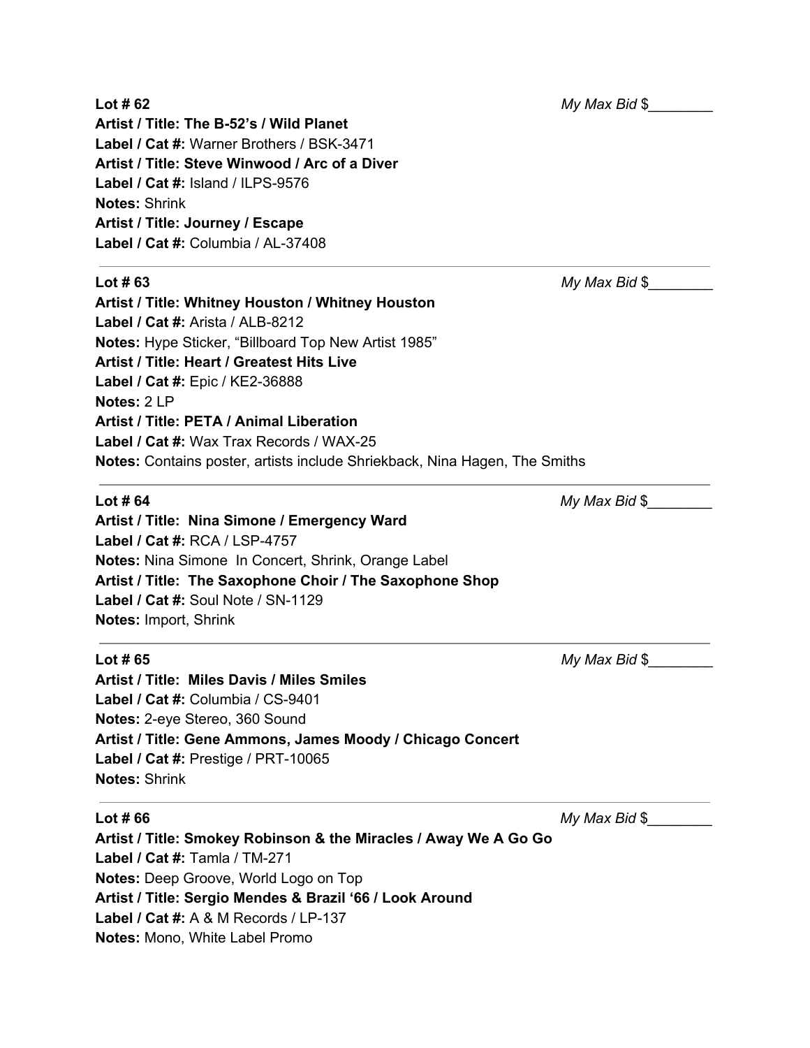**Lot # 62** *My Max Bid* $________

**Artist / Title: The B-52's / Wild Planet**
**Label / Cat #:** Warner Brothers / BSK-3471
**Artist / Title: Steve Winwood / Arc of a Diver**
**Label / Cat #:** Island / ILPS-9576
**Notes:** Shrink
**Artist / Title: Journey / Escape**
**Label / Cat #:** Columbia / AL-37408

---

**Lot # 63** *My Max Bid* $________

**Artist / Title: Whitney Houston / Whitney Houston**
**Label / Cat #:** Arista / ALB-8212
**Notes:** Hype Sticker, "Billboard Top New Artist 1985"
**Artist / Title: Heart / Greatest Hits Live**
**Label / Cat #:** Epic / KE2-36888
**Notes:** 2 LP
**Artist / Title: PETA / Animal Liberation**
**Label / Cat #:** Wax Trax Records / WAX-25
**Notes:** Contains poster, artists include Shriekback, Nina Hagen, The Smiths

---

**Lot # 64** *My Max Bid* $________

**Artist / Title: Nina Simone / Emergency Ward**
**Label / Cat #:** RCA / LSP-4757
**Notes:** Nina Simone In Concert, Shrink, Orange Label
**Artist / Title: The Saxophone Choir / The Saxophone Shop**
**Label / Cat #:** Soul Note / SN-1129
**Notes:** Import, Shrink

---

**Lot # 65** *My Max Bid* $________

**Artist / Title: Miles Davis / Miles Smiles**
**Label / Cat #:** Columbia / CS-9401
**Notes:** 2-eye Stereo, 360 Sound
**Artist / Title: Gene Ammons, James Moody / Chicago Concert**
**Label / Cat #:** Prestige / PRT-10065
**Notes:** Shrink

---

**Lot # 66** *My Max Bid* $________

**Artist / Title: Smokey Robinson & the Miracles / Away We A Go Go**
**Label / Cat #:** Tamla / TM-271
**Notes:** Deep Groove, World Logo on Top
**Artist / Title: Sergio Mendes & Brazil '66 / Look Around**
**Label / Cat #:** A & M Records / LP-137
**Notes:** Mono, White Label Promo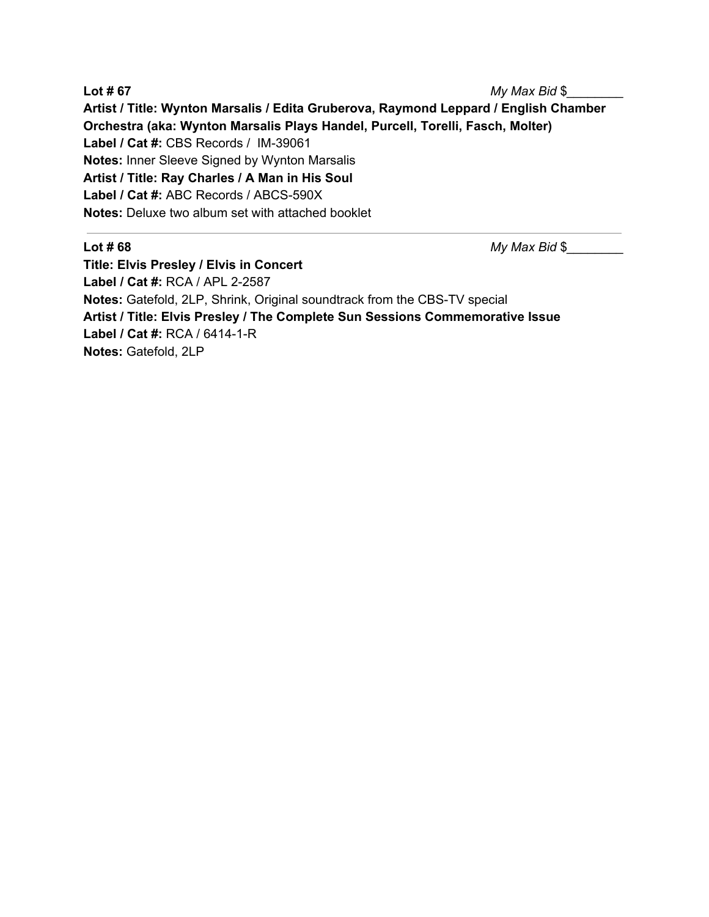**Lot # 67** *My Max Bid* $________

**Artist / Title: Wynton Marsalis / Edita Gruberova, Raymond Leppard / English Chamber Orchestra (aka: Wynton Marsalis Plays Handel, Purcell, Torelli, Fasch, Molter)**

**Label / Cat #:** CBS Records / IM-39061

**Notes:** Inner Sleeve Signed by Wynton Marsalis

**Artist / Title: Ray Charles / A Man in His Soul**

**Label / Cat #:** ABC Records / ABCS-590X

**Notes:** Deluxe two album set with attached booklet

---

**Lot # 68** *My Max Bid* $________

**Title: Elvis Presley / Elvis in Concert**

**Label / Cat #:** RCA / APL 2-2587

**Notes:** Gatefold, 2LP, Shrink, Original soundtrack from the CBS-TV special

**Artist / Title: Elvis Presley / The Complete Sun Sessions Commemorative Issue**

**Label / Cat #:** RCA / 6414-1-R

**Notes:** Gatefold, 2LP